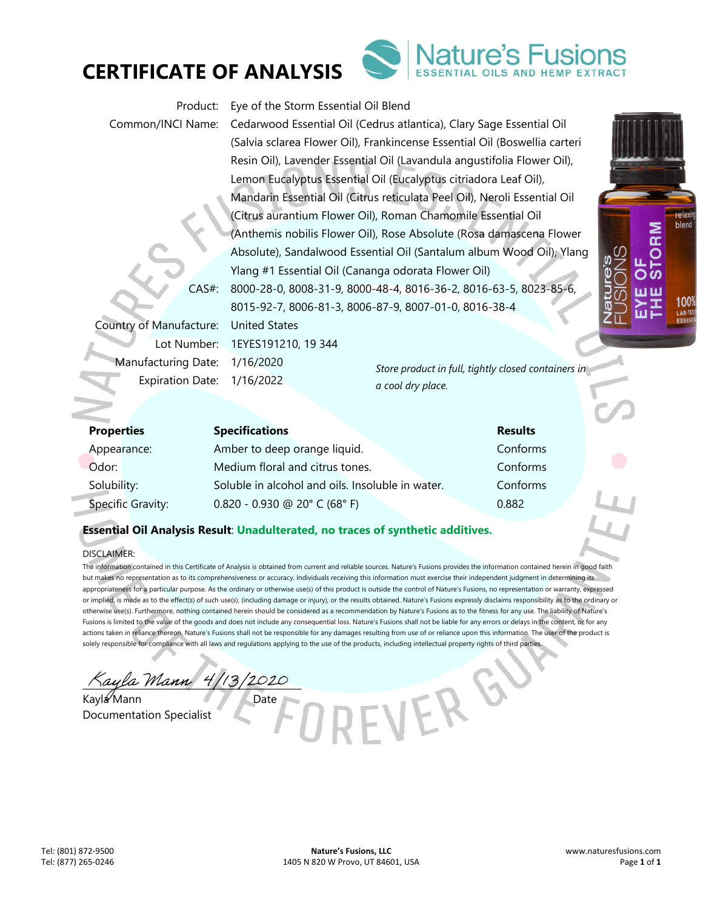# CERTIFICATE OF ANALYSIS

Nature's Fusions
ESSENTIAL OILS AND HEMP EXTRACT

Product: Eye of the Storm Essential Oil Blend

Common/INCI Name: Cedarwood Essential Oil (Cedrus atlantica), Clary Sage Essential Oil (Salvia sclarea Flower Oil), Frankincense Essential Oil (Boswellia carteri Resin Oil), Lavender Essential Oil (Lavandula angustifolia Flower Oil), Lemon Eucalyptus Essential Oil (Eucalyptus citriadora Leaf Oil), Mandarin Essential Oil (Citrus reticulata Peel Oil), Neroli Essential Oil (Citrus aurantium Flower Oil), Roman Chamomile Essential Oil (Anthemis nobilis Flower Oil), Rose Absolute (Rosa damascena Flower Absolute), Sandalwood Essential Oil (Santalum album Wood Oil), Ylang Ylang #1 Essential Oil (Cananga odorata Flower Oil)

CAS#: 8000-28-0, 8008-31-9, 8000-48-4, 8016-36-2, 8016-63-5, 8023-85-6, 8015-92-7, 8006-81-3, 8006-87-9, 8007-01-0, 8016-38-4

Country of Manufacture: United States

Lot Number: 1EYES191210, 19 344

Manufacturing Date: 1/16/2020

Expiration Date: 1/16/2022

*Store product in full, tightly closed containers in a cool dry place.*

| Properties | Specifications | Results |
|---|---|---|
| Appearance: | Amber to deep orange liquid. | Conforms |
| Odor: | Medium floral and citrus tones. | Conforms |
| Solubility: | Soluble in alcohol and oils. Insoluble in water. | Conforms |
| Specific Gravity: | 0.820 - 0.930 @ 20° C (68° F) | 0.882 |

**Essential Oil Analysis Result**: **Unadulterated, no traces of synthetic additives.**

DISCLAIMER:

The information contained in this Certificate of Analysis is obtained from current and reliable sources. Nature's Fusions provides the information contained herein in good faith but makes no representation as to its comprehensiveness or accuracy. Individuals receiving this information must exercise their independent judgment in determining its appropriateness for a particular purpose. As the ordinary or otherwise use(s) of this product is outside the control of Nature's Fusions, no representation or warranty, expressed or implied, is made as to the effect(s) of such use(s), (including damage or injury), or the results obtained. Nature's Fusions expressly disclaims responsibility as to the ordinary or otherwise use(s). Furthermore, nothing contained herein should be considered as a recommendation by Nature's Fusions as to the fitness for any use. The liability of Nature's Fusions is limited to the value of the goods and does not include any consequential loss. Nature's Fusions shall not be liable for any errors or delays in the content, or for any actions taken in reliance thereon. Nature's Fusions shall not be responsible for any damages resulting from use of or reliance upon this information. The user of the product is solely responsible for compliance with all laws and regulations applying to the use of the products, including intellectual property rights of third parties.

Kayla Mann 4/13/2020

Kayla Mann — Date

Documentation Specialist

Tel: (801) 872-9500
Tel: (877) 265-0246

**Nature's Fusions, LLC**
1405 N 820 W Provo, UT 84601, USA

www.naturesfusions.com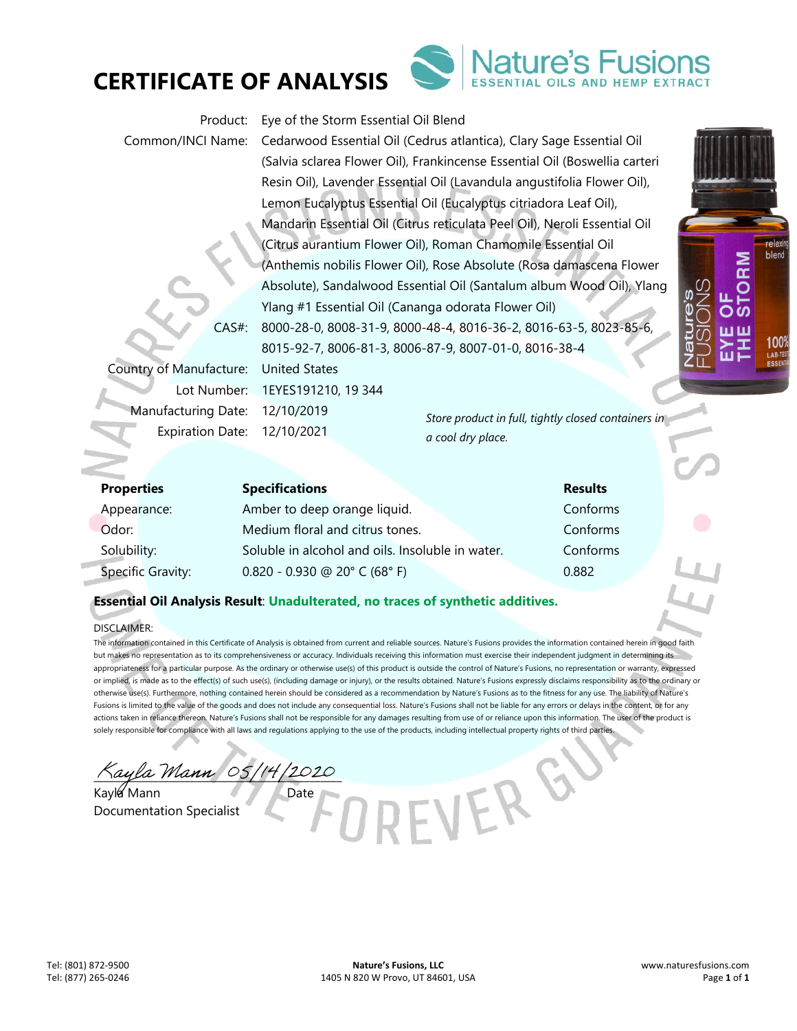# CERTIFICATE OF ANALYSIS

Nature's Fusions
ESSENTIAL OILS AND HEMP EXTRACT

Product: Eye of the Storm Essential Oil Blend

Common/INCI Name: Cedarwood Essential Oil (Cedrus atlantica), Clary Sage Essential Oil (Salvia sclarea Flower Oil), Frankincense Essential Oil (Boswellia carteri Resin Oil), Lavender Essential Oil (Lavandula angustifolia Flower Oil), Lemon Eucalyptus Essential Oil (Eucalyptus citriadora Leaf Oil), Mandarin Essential Oil (Citrus reticulata Peel Oil), Neroli Essential Oil (Citrus aurantium Flower Oil), Roman Chamomile Essential Oil (Anthemis nobilis Flower Oil), Rose Absolute (Rosa damascena Flower Absolute), Sandalwood Essential Oil (Santalum album Wood Oil), Ylang Ylang #1 Essential Oil (Cananga odorata Flower Oil)

CAS#: 8000-28-0, 8008-31-9, 8000-48-4, 8016-36-2, 8016-63-5, 8023-85-6, 8015-92-7, 8006-81-3, 8006-87-9, 8007-01-0, 8016-38-4

Country of Manufacture: United States

Lot Number: 1EYES191210, 19 344

Manufacturing Date: 12/10/2019

Expiration Date: 12/10/2021

*Store product in full, tightly closed containers in a cool dry place.*

| Properties | Specifications | Results |
|---|---|---|
| Appearance: | Amber to deep orange liquid. | Conforms |
| Odor: | Medium floral and citrus tones. | Conforms |
| Solubility: | Soluble in alcohol and oils. Insoluble in water. | Conforms |
| Specific Gravity: | 0.820 - 0.930 @ 20° C (68° F) | 0.882 |

**Essential Oil Analysis Result**: **Unadulterated, no traces of synthetic additives.**

DISCLAIMER:

The information contained in this Certificate of Analysis is obtained from current and reliable sources. Nature's Fusions provides the information contained herein in good faith but makes no representation as to its comprehensiveness or accuracy. Individuals receiving this information must exercise their independent judgment in determining its appropriateness for a particular purpose. As the ordinary or otherwise use(s) of this product is outside the control of Nature's Fusions, no representation or warranty, expressed or implied, is made as to the effect(s) of such use(s), (including damage or injury), or the results obtained. Nature's Fusions expressly disclaims responsibility as to the ordinary or otherwise use(s). Furthermore, nothing contained herein should be considered as a recommendation by Nature's Fusions as to the fitness for any use. The liability of Nature's Fusions is limited to the value of the goods and does not include any consequential loss. Nature's Fusions shall not be liable for any errors or delays in the content, or for any actions taken in reliance thereon. Nature's Fusions shall not be responsible for any damages resulting from use of or reliance upon this information. The user of the product is solely responsible for compliance with all laws and regulations applying to the use of the products, including intellectual property rights of third parties.

Kayla Mann 05/14/2020

Kayla Mann — Date

Documentation Specialist

Tel: (801) 872-9500
Tel: (877) 265-0246

**Nature's Fusions, LLC**
1405 N 820 W Provo, UT 84601, USA

www.naturesfusions.com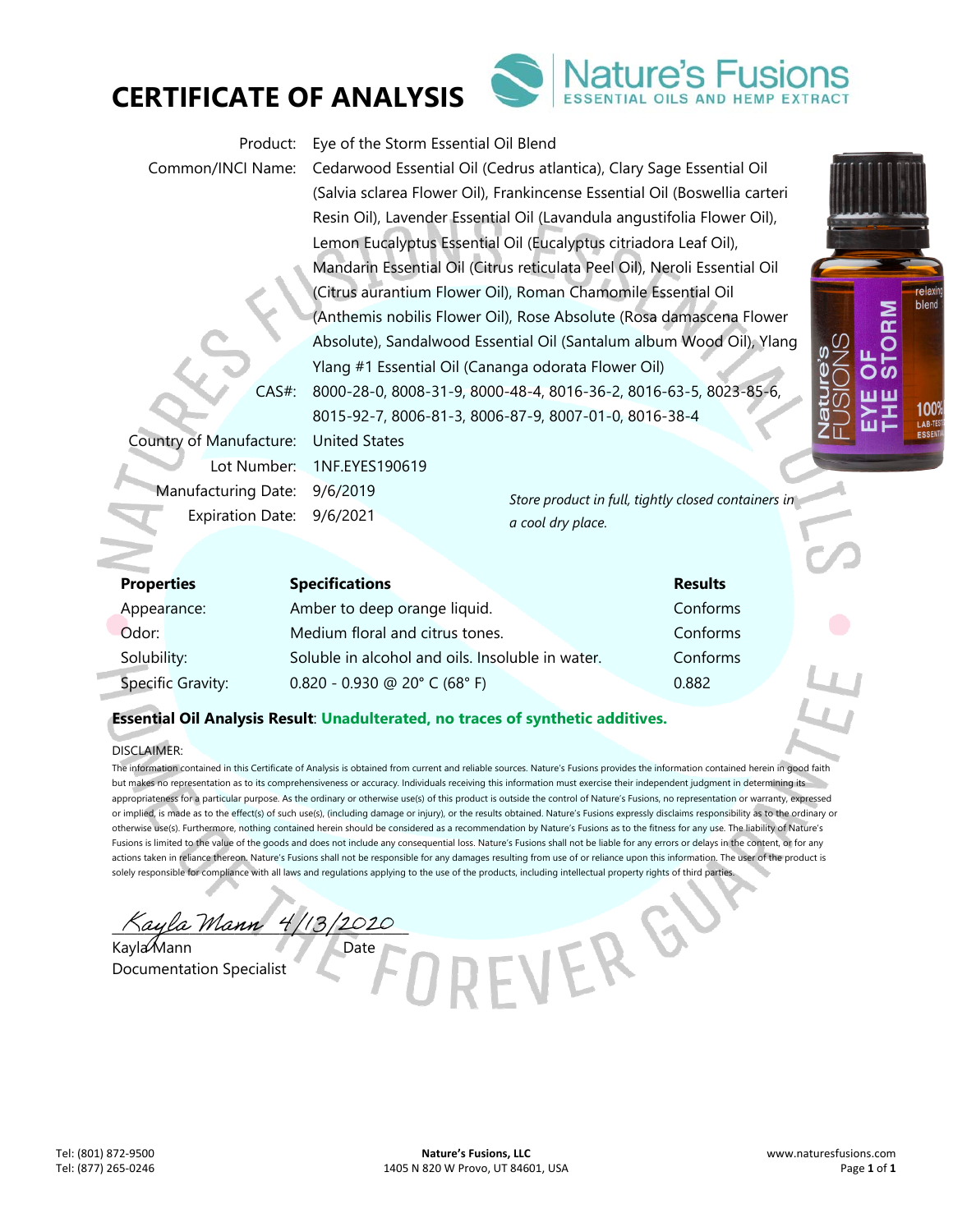# CERTIFICATE OF ANALYSIS

Nature's Fusions
ESSENTIAL OILS AND HEMP EXTRACT

Product: Eye of the Storm Essential Oil Blend

Common/INCI Name: Cedarwood Essential Oil (Cedrus atlantica), Clary Sage Essential Oil (Salvia sclarea Flower Oil), Frankincense Essential Oil (Boswellia carteri Resin Oil), Lavender Essential Oil (Lavandula angustifolia Flower Oil), Lemon Eucalyptus Essential Oil (Eucalyptus citriadora Leaf Oil), Mandarin Essential Oil (Citrus reticulata Peel Oil), Neroli Essential Oil (Citrus aurantium Flower Oil), Roman Chamomile Essential Oil (Anthemis nobilis Flower Oil), Rose Absolute (Rosa damascena Flower Absolute), Sandalwood Essential Oil (Santalum album Wood Oil), Ylang Ylang #1 Essential Oil (Cananga odorata Flower Oil)

CAS#: 8000-28-0, 8008-31-9, 8000-48-4, 8016-36-2, 8016-63-5, 8023-85-6, 8015-92-7, 8006-81-3, 8006-87-9, 8007-01-0, 8016-38-4

Country of Manufacture: United States

Lot Number: 1NF.EYES190619

Manufacturing Date: 9/6/2019

Expiration Date: 9/6/2021

*Store product in full, tightly closed containers in a cool dry place.*

| Properties | Specifications | Results |
|---|---|---|
| Appearance: | Amber to deep orange liquid. | Conforms |
| Odor: | Medium floral and citrus tones. | Conforms |
| Solubility: | Soluble in alcohol and oils. Insoluble in water. | Conforms |
| Specific Gravity: | 0.820 - 0.930 @ 20° C (68° F) | 0.882 |

**Essential Oil Analysis Result**: **Unadulterated, no traces of synthetic additives.**

DISCLAIMER:

The information contained in this Certificate of Analysis is obtained from current and reliable sources. Nature's Fusions provides the information contained herein in good faith but makes no representation as to its comprehensiveness or accuracy. Individuals receiving this information must exercise their independent judgment in determining its appropriateness for a particular purpose. As the ordinary or otherwise use(s) of this product is outside the control of Nature's Fusions, no representation or warranty, expressed or implied, is made as to the effect(s) of such use(s), (including damage or injury), or the results obtained. Nature's Fusions expressly disclaims responsibility as to the ordinary or otherwise use(s). Furthermore, nothing contained herein should be considered as a recommendation by Nature's Fusions as to the fitness for any use. The liability of Nature's Fusions is limited to the value of the goods and does not include any consequential loss. Nature's Fusions shall not be liable for any errors or delays in the content, or for any actions taken in reliance thereon. Nature's Fusions shall not be responsible for any damages resulting from use of or reliance upon this information. The user of the product is solely responsible for compliance with all laws and regulations applying to the use of the products, including intellectual property rights of third parties.

Kayla Mann 4/13/2020

Kayla Mann — Date

Documentation Specialist

Tel: (801) 872-9500
Tel: (877) 265-0246

**Nature's Fusions, LLC**
1405 N 820 W Provo, UT 84601, USA

www.naturesfusions.com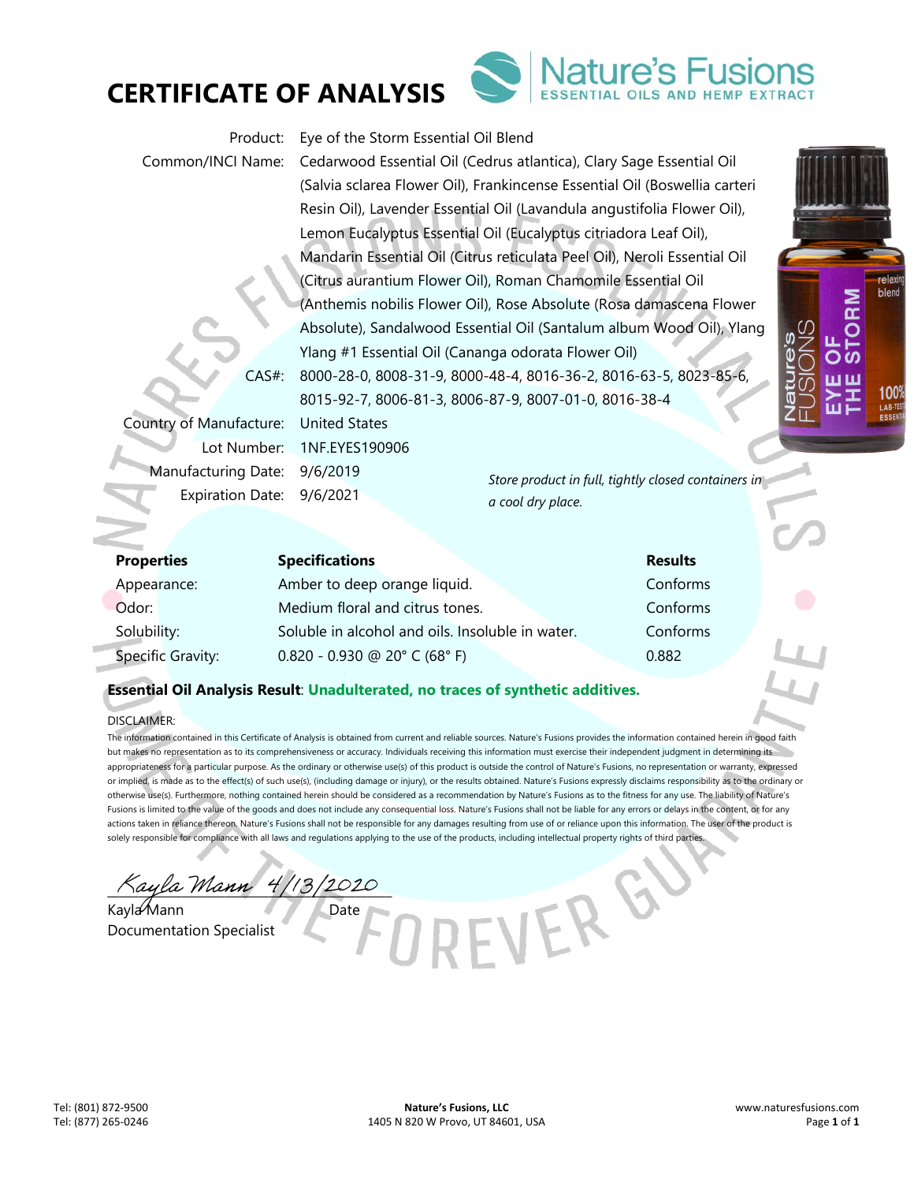# CERTIFICATE OF ANALYSIS

Nature's Fusions
ESSENTIAL OILS AND HEMP EXTRACT

Product: Eye of the Storm Essential Oil Blend

Common/INCI Name: Cedarwood Essential Oil (Cedrus atlantica), Clary Sage Essential Oil (Salvia sclarea Flower Oil), Frankincense Essential Oil (Boswellia carteri Resin Oil), Lavender Essential Oil (Lavandula angustifolia Flower Oil), Lemon Eucalyptus Essential Oil (Eucalyptus citriadora Leaf Oil), Mandarin Essential Oil (Citrus reticulata Peel Oil), Neroli Essential Oil (Citrus aurantium Flower Oil), Roman Chamomile Essential Oil (Anthemis nobilis Flower Oil), Rose Absolute (Rosa damascena Flower Absolute), Sandalwood Essential Oil (Santalum album Wood Oil), Ylang Ylang #1 Essential Oil (Cananga odorata Flower Oil)

CAS#: 8000-28-0, 8008-31-9, 8000-48-4, 8016-36-2, 8016-63-5, 8023-85-6, 8015-92-7, 8006-81-3, 8006-87-9, 8007-01-0, 8016-38-4

Country of Manufacture: United States

Lot Number: 1NF.EYES190906

Manufacturing Date: 9/6/2019

Expiration Date: 9/6/2021

*Store product in full, tightly closed containers in a cool dry place.*

| Properties | Specifications | Results |
|---|---|---|
| Appearance: | Amber to deep orange liquid. | Conforms |
| Odor: | Medium floral and citrus tones. | Conforms |
| Solubility: | Soluble in alcohol and oils. Insoluble in water. | Conforms |
| Specific Gravity: | 0.820 - 0.930 @ 20° C (68° F) | 0.882 |

**Essential Oil Analysis Result**: **Unadulterated, no traces of synthetic additives.**

DISCLAIMER:

The information contained in this Certificate of Analysis is obtained from current and reliable sources. Nature's Fusions provides the information contained herein in good faith but makes no representation as to its comprehensiveness or accuracy. Individuals receiving this information must exercise their independent judgment in determining its appropriateness for a particular purpose. As the ordinary or otherwise use(s) of this product is outside the control of Nature's Fusions, no representation or warranty, expressed or implied, is made as to the effect(s) of such use(s), (including damage or injury), or the results obtained. Nature's Fusions expressly disclaims responsibility as to the ordinary or otherwise use(s). Furthermore, nothing contained herein should be considered as a recommendation by Nature's Fusions as to the fitness for any use. The liability of Nature's Fusions is limited to the value of the goods and does not include any consequential loss. Nature's Fusions shall not be liable for any errors or delays in the content, or for any actions taken in reliance thereon. Nature's Fusions shall not be responsible for any damages resulting from use of or reliance upon this information. The user of the product is solely responsible for compliance with all laws and regulations applying to the use of the products, including intellectual property rights of third parties.

Kayla Mann 4/13/2020

Kayla Mann — Date

Documentation Specialist

Tel: (801) 872-9500
Tel: (877) 265-0246

**Nature's Fusions, LLC**
1405 N 820 W Provo, UT 84601, USA

www.naturesfusions.com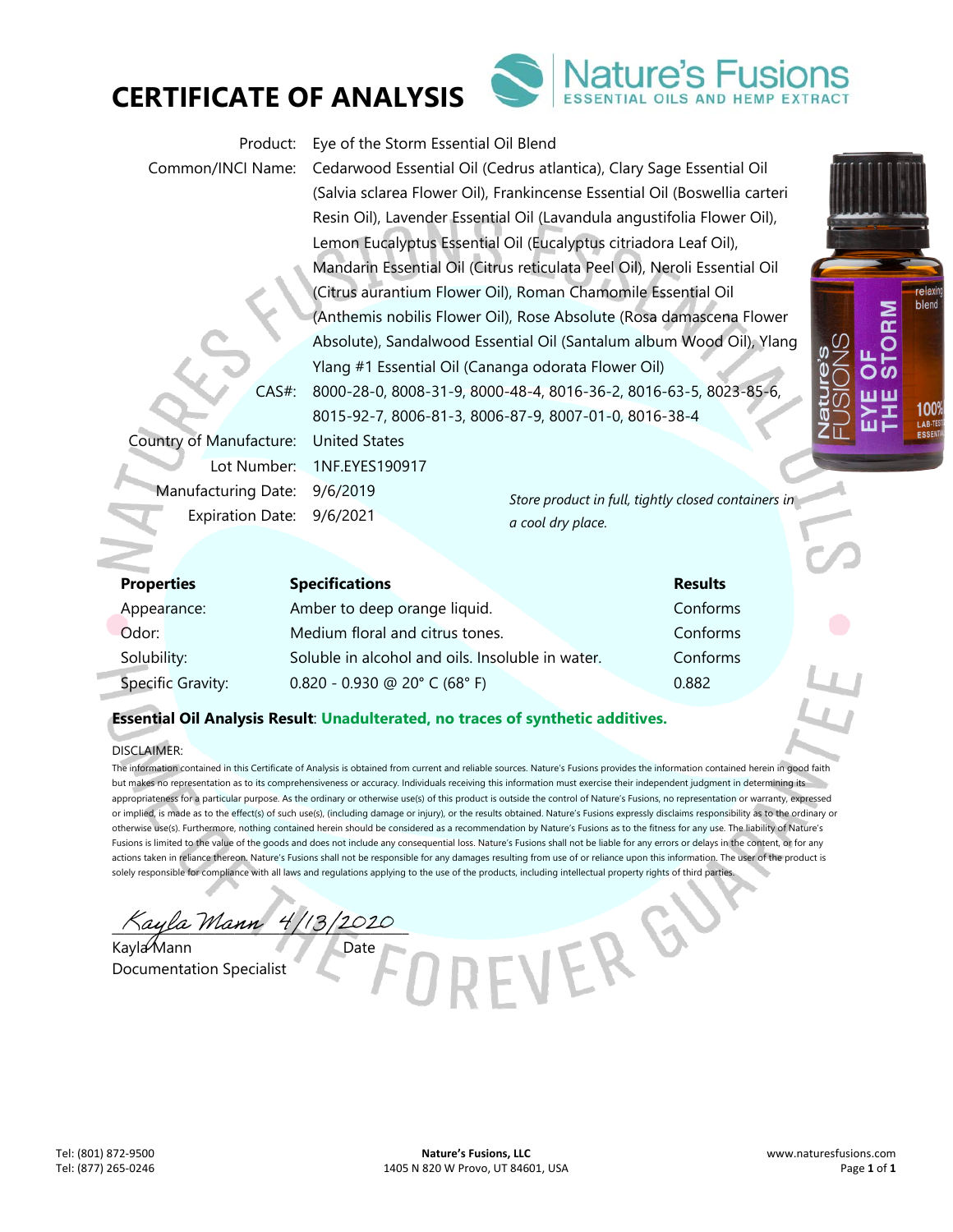# CERTIFICATE OF ANALYSIS

Nature's Fusions
ESSENTIAL OILS AND HEMP EXTRACT

| | |
|---|---|
| Product: | Eye of the Storm Essential Oil Blend |
| Common/INCI Name: | Cedarwood Essential Oil (Cedrus atlantica), Clary Sage Essential Oil (Salvia sclarea Flower Oil), Frankincense Essential Oil (Boswellia carteri Resin Oil), Lavender Essential Oil (Lavandula angustifolia Flower Oil), Lemon Eucalyptus Essential Oil (Eucalyptus citriadora Leaf Oil), Mandarin Essential Oil (Citrus reticulata Peel Oil), Neroli Essential Oil (Citrus aurantium Flower Oil), Roman Chamomile Essential Oil (Anthemis nobilis Flower Oil), Rose Absolute (Rosa damascena Flower Absolute), Sandalwood Essential Oil (Santalum album Wood Oil), Ylang Ylang #1 Essential Oil (Cananga odorata Flower Oil) |
| CAS#: | 8000-28-0, 8008-31-9, 8000-48-4, 8016-36-2, 8016-63-5, 8023-85-6, 8015-92-7, 8006-81-3, 8006-87-9, 8007-01-0, 8016-38-4 |
| Country of Manufacture: | United States |
| Lot Number: | 1NF.EYES190917 |
| Manufacturing Date: | 9/6/2019 |
| Expiration Date: | 9/6/2021 |

*Store product in full, tightly closed containers in a cool dry place.*

| Properties | Specifications | Results |
|---|---|---|
| Appearance: | Amber to deep orange liquid. | Conforms |
| Odor: | Medium floral and citrus tones. | Conforms |
| Solubility: | Soluble in alcohol and oils. Insoluble in water. | Conforms |
| Specific Gravity: | 0.820 - 0.930 @ 20° C (68° F) | 0.882 |

**Essential Oil Analysis Result**: **Unadulterated, no traces of synthetic additives.**

DISCLAIMER:

The information contained in this Certificate of Analysis is obtained from current and reliable sources. Nature's Fusions provides the information contained herein in good faith but makes no representation as to its comprehensiveness or accuracy. Individuals receiving this information must exercise their independent judgment in determining its appropriateness for a particular purpose. As the ordinary or otherwise use(s) of this product is outside the control of Nature's Fusions, no representation or warranty, expressed or implied, is made as to the effect(s) of such use(s), (including damage or injury), or the results obtained. Nature's Fusions expressly disclaims responsibility as to the ordinary or otherwise use(s). Furthermore, nothing contained herein should be considered as a recommendation by Nature's Fusions as to the fitness for any use. The liability of Nature's Fusions is limited to the value of the goods and does not include any consequential loss. Nature's Fusions shall not be liable for any errors or delays in the content, or for any actions taken in reliance thereon. Nature's Fusions shall not be responsible for any damages resulting from use of or reliance upon this information. The user of the product is solely responsible for compliance with all laws and regulations applying to the use of the products, including intellectual property rights of third parties.

Kayla Mann 4/13/2020

Kayla Mann — Date

Documentation Specialist

Tel: (801) 872-9500
Tel: (877) 265-0246

**Nature's Fusions, LLC**
1405 N 820 W Provo, UT 84601, USA

www.naturesfusions.com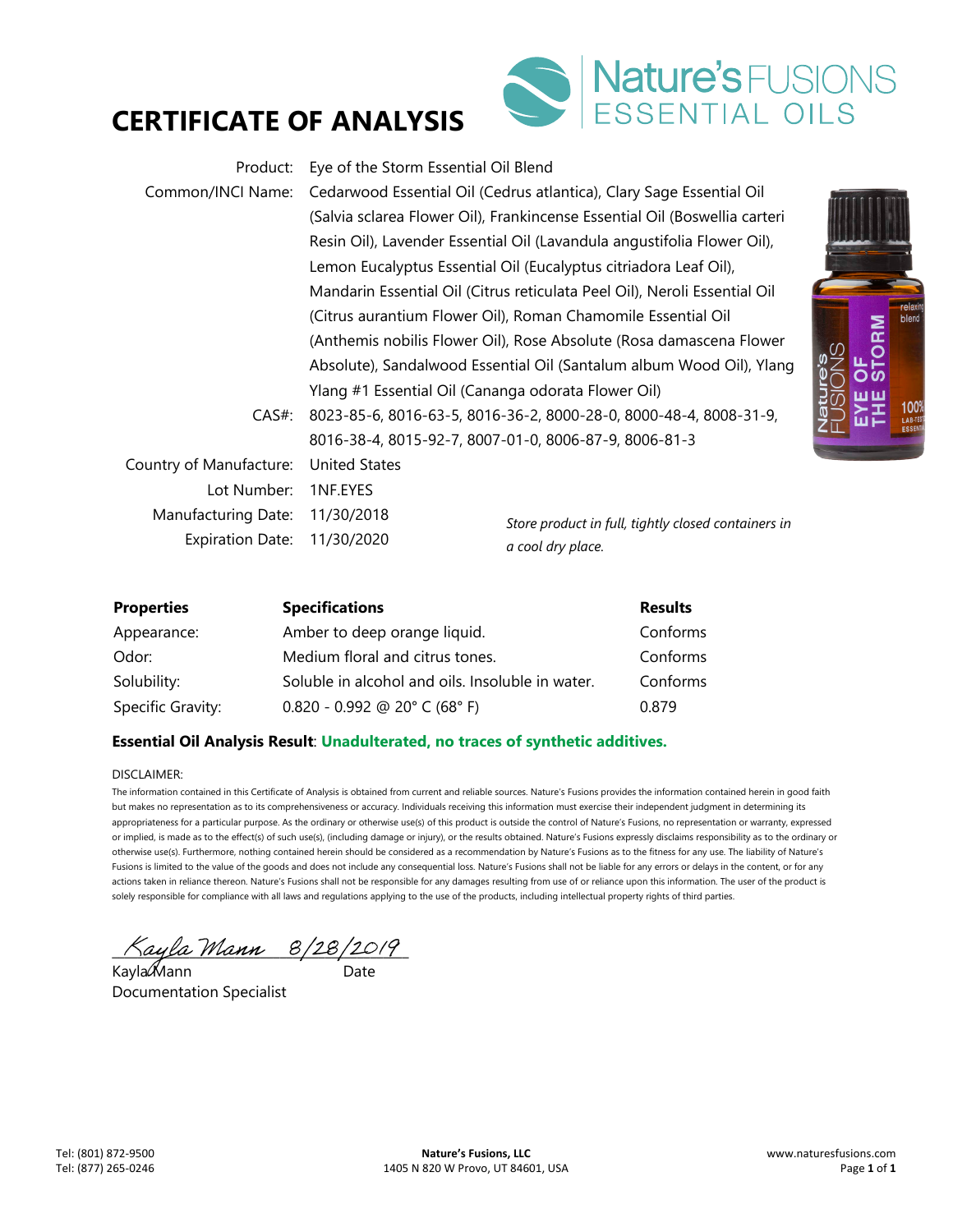# CERTIFICATE OF ANALYSIS

Nature's FUSIONS ESSENTIAL OILS

| | |
|---|---|
| Product: | Eye of the Storm Essential Oil Blend |
| Common/INCI Name: | Cedarwood Essential Oil (Cedrus atlantica), Clary Sage Essential Oil (Salvia sclarea Flower Oil), Frankincense Essential Oil (Boswellia carteri Resin Oil), Lavender Essential Oil (Lavandula angustifolia Flower Oil), Lemon Eucalyptus Essential Oil (Eucalyptus citriadora Leaf Oil), Mandarin Essential Oil (Citrus reticulata Peel Oil), Neroli Essential Oil (Citrus aurantium Flower Oil), Roman Chamomile Essential Oil (Anthemis nobilis Flower Oil), Rose Absolute (Rosa damascena Flower Absolute), Sandalwood Essential Oil (Santalum album Wood Oil), Ylang Ylang #1 Essential Oil (Cananga odorata Flower Oil) |
| CAS#: | 8023-85-6, 8016-63-5, 8016-36-2, 8000-28-0, 8000-48-4, 8008-31-9, 8016-38-4, 8015-92-7, 8007-01-0, 8006-87-9, 8006-81-3 |
| Country of Manufacture: | United States |
| Lot Number: | 1NF.EYES |
| Manufacturing Date: | 11/30/2018 |
| Expiration Date: | 11/30/2020 |

*Store product in full, tightly closed containers in a cool dry place.*

| **Properties** | **Specifications** | **Results** |
|---|---|---|
| Appearance: | Amber to deep orange liquid. | Conforms |
| Odor: | Medium floral and citrus tones. | Conforms |
| Solubility: | Soluble in alcohol and oils. Insoluble in water. | Conforms |
| Specific Gravity: | 0.820 - 0.992 @ 20° C (68° F) | 0.879 |

**Essential Oil Analysis Result**: **Unadulterated, no traces of synthetic additives.**

DISCLAIMER:

The information contained in this Certificate of Analysis is obtained from current and reliable sources. Nature's Fusions provides the information contained herein in good faith but makes no representation as to its comprehensiveness or accuracy. Individuals receiving this information must exercise their independent judgment in determining its appropriateness for a particular purpose. As the ordinary or otherwise use(s) of this product is outside the control of Nature's Fusions, no representation or warranty, expressed or implied, is made as to the effect(s) of such use(s), (including damage or injury), or the results obtained. Nature's Fusions expressly disclaims responsibility as to the ordinary or otherwise use(s). Furthermore, nothing contained herein should be considered as a recommendation by Nature's Fusions as to the fitness for any use. The liability of Nature's Fusions is limited to the value of the goods and does not include any consequential loss. Nature's Fusions shall not be liable for any errors or delays in the content, or for any actions taken in reliance thereon. Nature's Fusions shall not be responsible for any damages resulting from use of or reliance upon this information. The user of the product is solely responsible for compliance with all laws and regulations applying to the use of the products, including intellectual property rights of third parties.

Kayla Mann 8/28/2019

Kayla Mann — Date

Documentation Specialist

Tel: (801) 872-9500
Tel: (877) 265-0246

**Nature's Fusions, LLC**
1405 N 820 W Provo, UT 84601, USA

www.naturesfusions.com